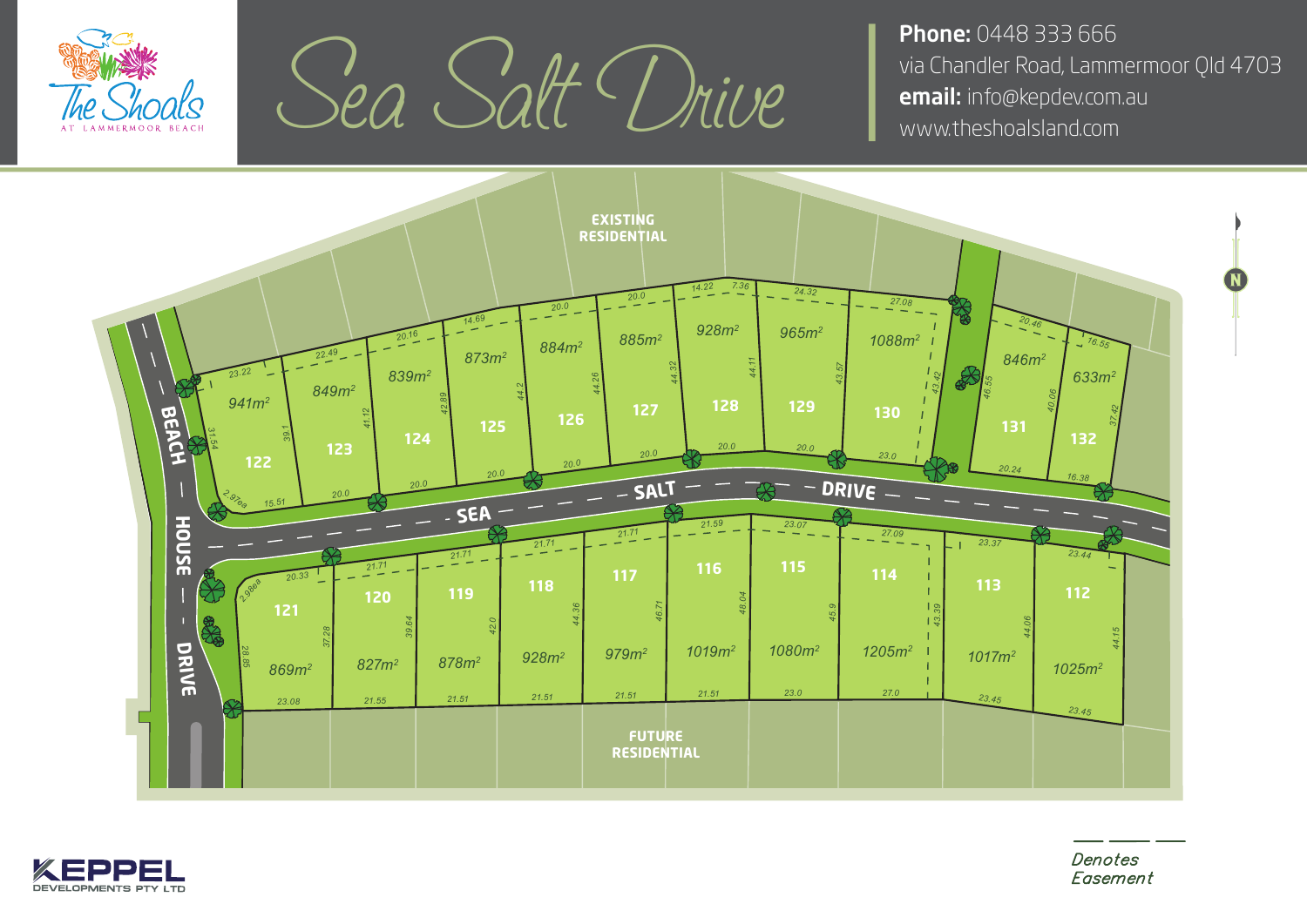# Sea Salt Drive

The Shoals at Lammermoor Beach

**Phone:** 0448 333 666
via Chandler Road, Lammermoor Qld 4703
**email:** info@kepdev.com.au
www.theshoalsland.com

EXISTING RESIDENTIAL

FUTURE RESIDENTIAL

SEA SALT DRIVE

BEACH HOUSE DRIVE

N

| Lot | Area |
|---|---|
| 112 | 1025m² |
| 113 | 1017m² |
| 114 | 1205m² |
| 115 | 1080m² |
| 116 | 1019m² |
| 117 | 979m² |
| 118 | 928m² |
| 119 | 878m² |
| 120 | 827m² |
| 121 | 869m² |
| 122 | 941m² |
| 123 | 849m² |
| 124 | 839m² |
| 125 | 873m² |
| 126 | 884m² |
| 127 | 885m² |
| 128 | 928m² |
| 129 | 965m² |
| 130 | 1088m² |
| 131 | 846m² |
| 132 | 633m² |

--- Denotes Easement

KEPPEL DEVELOPMENTS PTY LTD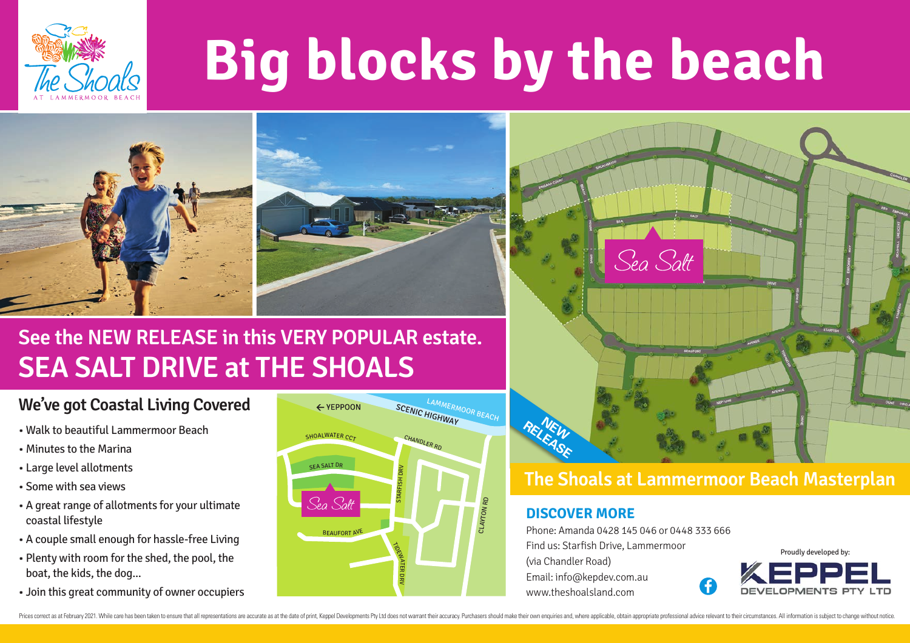# Big blocks by the beach

The Shoals AT LAMMERMOOR BEACH

## See the NEW RELEASE in this VERY POPULAR estate.

## SEA SALT DRIVE at THE SHOALS

### We've got Coastal Living Covered

- Walk to beautiful Lammermoor Beach
- Minutes to the Marina
- Large level allotments
- Some with sea views
- A great range of allotments for your ultimate coastal lifestyle
- A couple small enough for hassle-free Living
- Plenty with room for the shed, the pool, the boat, the kids, the dog...
- Join this great community of owner occupiers

← YEPPOON
SCENIC HIGHWAY
LAMMERMOOR BEACH
SHOALWATER CCT
CHANDLER RD
SEA SALT DR
STARFISH DRV
Sea Salt
CLAYTON RD
BEAUFORT AVE
TIDEWATER DRV

Sea Salt
NEW RELEASE

## The Shoals at Lammermoor Beach Masterplan

### DISCOVER MORE

Phone: Amanda 0428 145 046 or 0448 333 666
Find us: Starfish Drive, Lammermoor
(via Chandler Road)
Email: info@kepdev.com.au
www.theshoalsland.com

Proudly developed by:
KEPPEL DEVELOPMENTS PTY LTD

Prices correct as at February 2021. While care has been taken to ensure that all representations are accurate as at the date of print, Keppel Developments Pty Ltd does not warrant their accuracy. Purchasers should make their own enquiries and, where applicable, obtain appropriate professional advice relevant to their circumstances. All information is subject to change without notice.